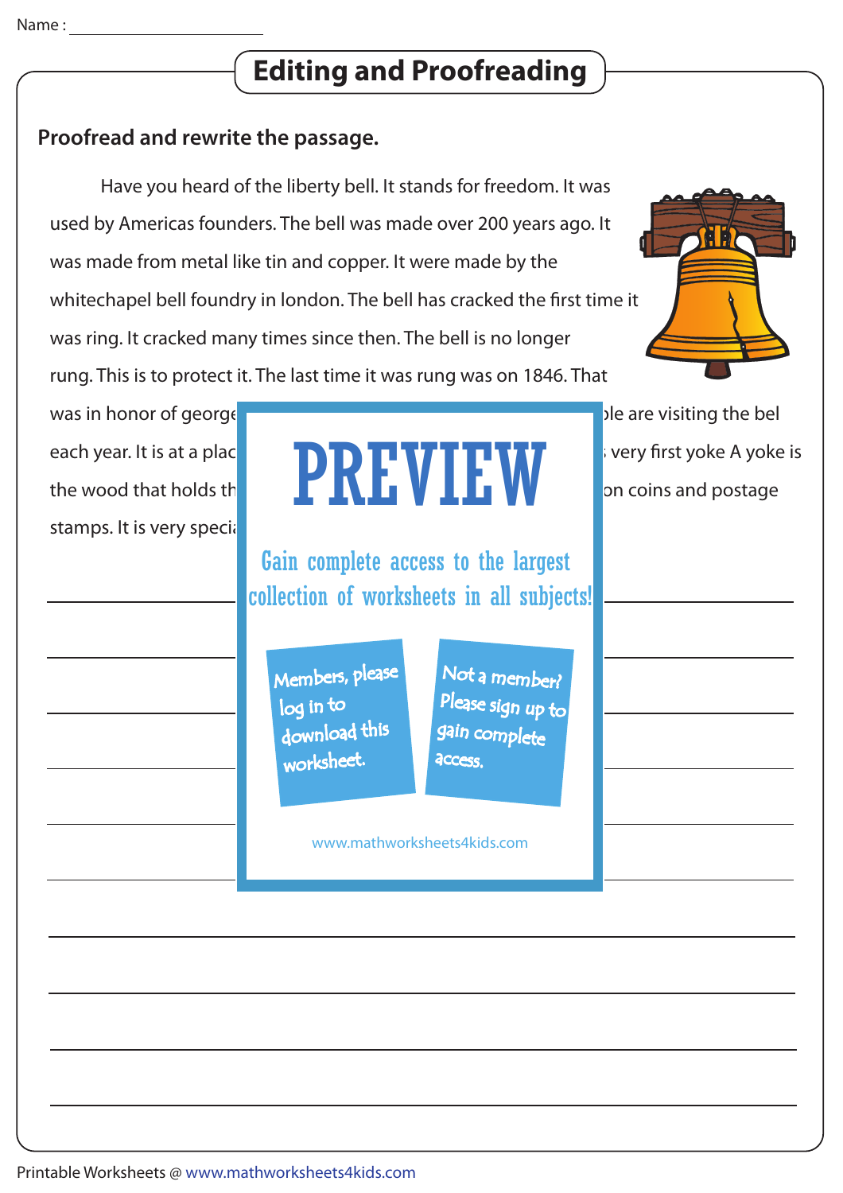Name : ______________________

# Editing and Proofreading

**Proofread and rewrite the passage.**

Have you heard of the liberty bell. It stands for freedom. It was used by Americas founders. The bell was made over 200 years ago. It was made from metal like tin and copper. It were made by the whitechapel bell foundry in london. The bell has cracked the first time it was ring. It cracked many times since then. The bell is no longer rung. This is to protect it. The last time it was rung was on 1846. That was in honor of george ple are visiting the bel each year. It is at a plac very first yoke A yoke is the wood that holds th on coins and postage stamps. It is very speci

PREVIEW

Gain complete access to the largest collection of worksheets in all subjects!

Members, please log in to download this worksheet.

Not a member? Please sign up to gain complete access.

www.mathworksheets4kids.com

______________________________________________________________________

______________________________________________________________________

______________________________________________________________________

______________________________________________________________________

______________________________________________________________________

______________________________________________________________________

______________________________________________________________________

______________________________________________________________________

______________________________________________________________________

______________________________________________________________________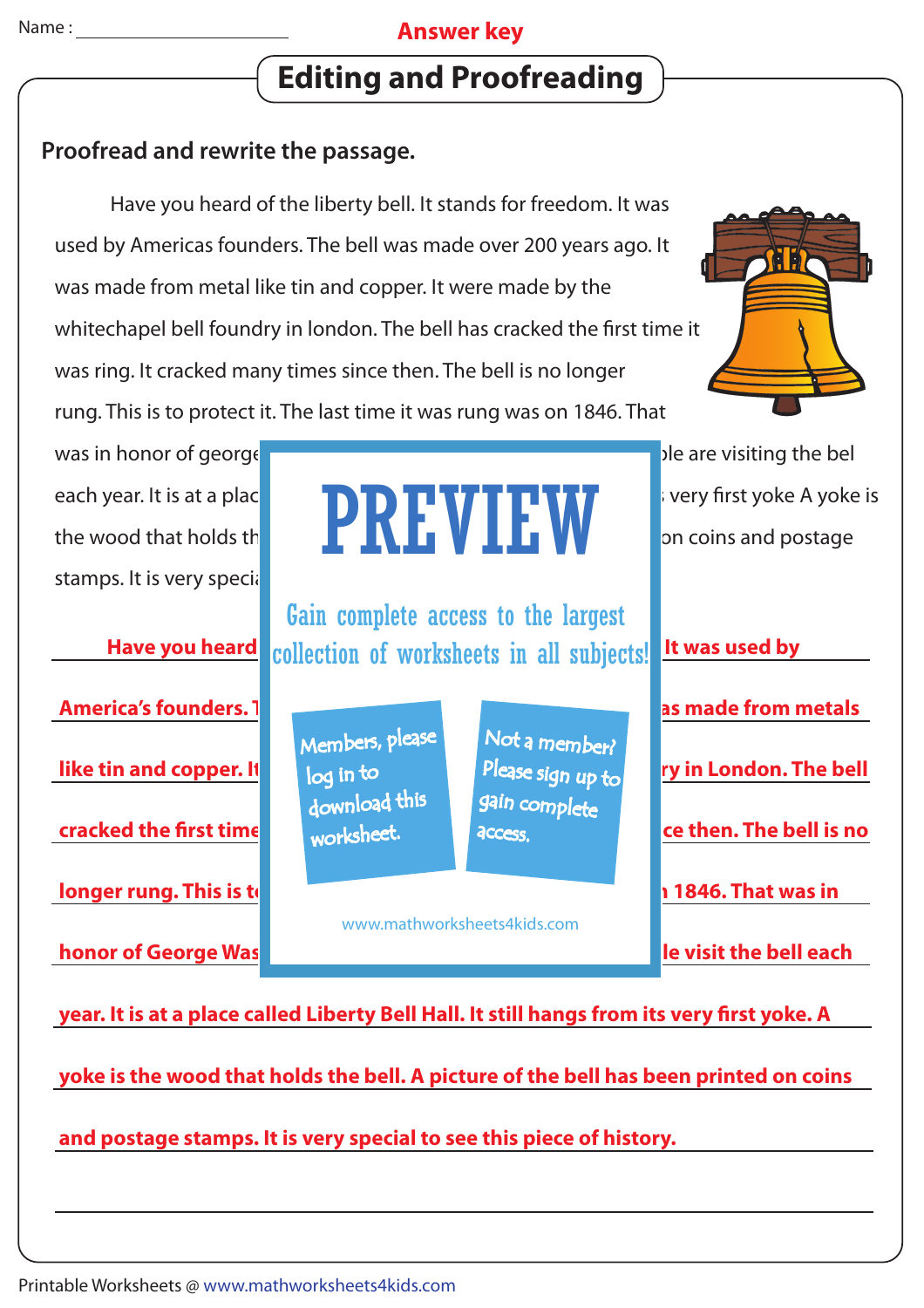Name : ______________________

**Answer key**

# Editing and Proofreading

**Proofread and rewrite the passage.**

Have you heard of the liberty bell. It stands for freedom. It was used by Americas founders. The bell was made over 200 years ago. It was made from metal like tin and copper. It were made by the whitechapel bell foundry in london. The bell has cracked the first time it was ring. It cracked many times since then. The bell is no longer rung. This is to protect it. The last time it was rung was on 1846. That was in honor of george ble are visiting the bel each year. It is at a plac very first yoke A yoke is the wood that holds th on coins and postage stamps. It is very speci

PREVIEW

Gain complete access to the largest collection of worksheets in all subjects!

Members, please log in to download this worksheet.

Not a member? Please sign up to gain complete access.

www.mathworksheets4kids.com

**Have you heard ... It was used by America's founders. T... as made from metals like tin and copper. It... ry in London. The bell cracked the first time... ce then. The bell is no longer rung. This is t... 1846. That was in honor of George Was... le visit the bell each year. It is at a place called Liberty Bell Hall. It still hangs from its very first yoke. A yoke is the wood that holds the bell. A picture of the bell has been printed on coins and postage stamps. It is very special to see this piece of history.**